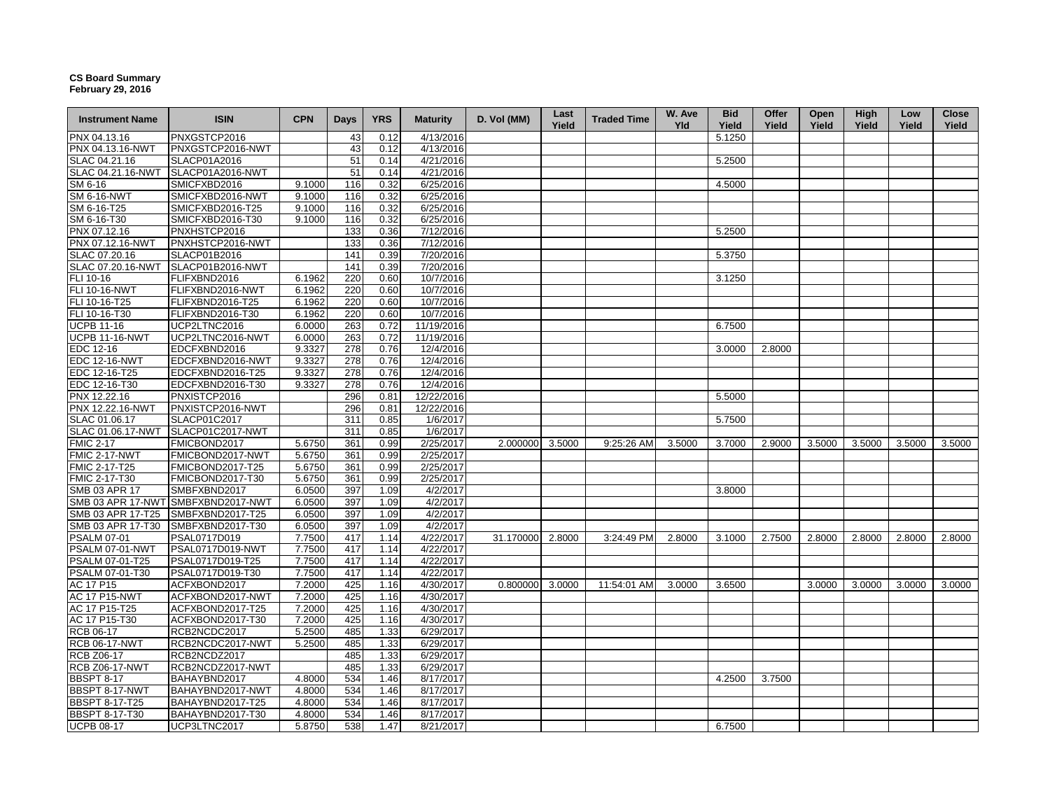**CS Board Summary**
**February 29, 2016**

| Instrument Name | ISIN | CPN | Days | YRS | Maturity | D. Vol (MM) | Last Yield | Traded Time | W. Ave Yld | Bid Yield | Offer Yield | Open Yield | High Yield | Low Yield | Close Yield |
|---|---|---|---|---|---|---|---|---|---|---|---|---|---|---|---|
| PNX 04.13.16 | PNXGSTCP2016 | | 43 | 0.12 | 4/13/2016 | | | | | 5.1250 | | | | | |
| PNX 04.13.16-NWT | PNXGSTCP2016-NWT | | 43 | 0.12 | 4/13/2016 | | | | | | | | | | |
| SLAC 04.21.16 | SLACP01A2016 | | 51 | 0.14 | 4/21/2016 | | | | | 5.2500 | | | | | |
| SLAC 04.21.16-NWT | SLACP01A2016-NWT | | 51 | 0.14 | 4/21/2016 | | | | | | | | | | |
| SM 6-16 | SMICFXBD2016 | 9.1000 | 116 | 0.32 | 6/25/2016 | | | | | 4.5000 | | | | | |
| SM 6-16-NWT | SMICFXBD2016-NWT | 9.1000 | 116 | 0.32 | 6/25/2016 | | | | | | | | | | |
| SM 6-16-T25 | SMICFXBD2016-T25 | 9.1000 | 116 | 0.32 | 6/25/2016 | | | | | | | | | | |
| SM 6-16-T30 | SMICFXBD2016-T30 | 9.1000 | 116 | 0.32 | 6/25/2016 | | | | | | | | | | |
| PNX 07.12.16 | PNXHSTCP2016 | | 133 | 0.36 | 7/12/2016 | | | | | 5.2500 | | | | | |
| PNX 07.12.16-NWT | PNXHSTCP2016-NWT | | 133 | 0.36 | 7/12/2016 | | | | | | | | | | |
| SLAC 07.20.16 | SLACP01B2016 | | 141 | 0.39 | 7/20/2016 | | | | | 5.3750 | | | | | |
| SLAC 07.20.16-NWT | SLACP01B2016-NWT | | 141 | 0.39 | 7/20/2016 | | | | | | | | | | |
| FLI 10-16 | FLIFXBND2016 | 6.1962 | 220 | 0.60 | 10/7/2016 | | | | | 3.1250 | | | | | |
| FLI 10-16-NWT | FLIFXBND2016-NWT | 6.1962 | 220 | 0.60 | 10/7/2016 | | | | | | | | | | |
| FLI 10-16-T25 | FLIFXBND2016-T25 | 6.1962 | 220 | 0.60 | 10/7/2016 | | | | | | | | | | |
| FLI 10-16-T30 | FLIFXBND2016-T30 | 6.1962 | 220 | 0.60 | 10/7/2016 | | | | | | | | | | |
| UCPB 11-16 | UCP2LTNC2016 | 6.0000 | 263 | 0.72 | 11/19/2016 | | | | | 6.7500 | | | | | |
| UCPB 11-16-NWT | UCP2LTNC2016-NWT | 6.0000 | 263 | 0.72 | 11/19/2016 | | | | | | | | | | |
| EDC 12-16 | EDCFXBND2016 | 9.3327 | 278 | 0.76 | 12/4/2016 | | | | | 3.0000 | 2.8000 | | | | |
| EDC 12-16-NWT | EDCFXBND2016-NWT | 9.3327 | 278 | 0.76 | 12/4/2016 | | | | | | | | | | |
| EDC 12-16-T25 | EDCFXBND2016-T25 | 9.3327 | 278 | 0.76 | 12/4/2016 | | | | | | | | | | |
| EDC 12-16-T30 | EDCFXBND2016-T30 | 9.3327 | 278 | 0.76 | 12/4/2016 | | | | | | | | | | |
| PNX 12.22.16 | PNXISTCP2016 | | 296 | 0.81 | 12/22/2016 | | | | | 5.5000 | | | | | |
| PNX 12.22.16-NWT | PNXISTCP2016-NWT | | 296 | 0.81 | 12/22/2016 | | | | | | | | | | |
| SLAC 01.06.17 | SLACP01C2017 | | 311 | 0.85 | 1/6/2017 | | | | | 5.7500 | | | | | |
| SLAC 01.06.17-NWT | SLACP01C2017-NWT | | 311 | 0.85 | 1/6/2017 | | | | | | | | | | |
| FMIC 2-17 | FMICBOND2017 | 5.6750 | 361 | 0.99 | 2/25/2017 | 2.000000 | 3.5000 | 9:25:26 AM | 3.5000 | 3.7000 | 2.9000 | 3.5000 | 3.5000 | 3.5000 | 3.5000 |
| FMIC 2-17-NWT | FMICBOND2017-NWT | 5.6750 | 361 | 0.99 | 2/25/2017 | | | | | | | | | | |
| FMIC 2-17-T25 | FMICBOND2017-T25 | 5.6750 | 361 | 0.99 | 2/25/2017 | | | | | | | | | | |
| FMIC 2-17-T30 | FMICBOND2017-T30 | 5.6750 | 361 | 0.99 | 2/25/2017 | | | | | | | | | | |
| SMB 03 APR 17 | SMBFXBND2017 | 6.0500 | 397 | 1.09 | 4/2/2017 | | | | | 3.8000 | | | | | |
| SMB 03 APR 17-NWT | SMBFXBND2017-NWT | 6.0500 | 397 | 1.09 | 4/2/2017 | | | | | | | | | | |
| SMB 03 APR 17-T25 | SMBFXBND2017-T25 | 6.0500 | 397 | 1.09 | 4/2/2017 | | | | | | | | | | |
| SMB 03 APR 17-T30 | SMBFXBND2017-T30 | 6.0500 | 397 | 1.09 | 4/2/2017 | | | | | | | | | | |
| PSALM 07-01 | PSAL0717D019 | 7.7500 | 417 | 1.14 | 4/22/2017 | 31.170000 | 2.8000 | 3:24:49 PM | 2.8000 | 3.1000 | 2.7500 | 2.8000 | 2.8000 | 2.8000 | 2.8000 |
| PSALM 07-01-NWT | PSAL0717D019-NWT | 7.7500 | 417 | 1.14 | 4/22/2017 | | | | | | | | | | |
| PSALM 07-01-T25 | PSAL0717D019-T25 | 7.7500 | 417 | 1.14 | 4/22/2017 | | | | | | | | | | |
| PSALM 07-01-T30 | PSAL0717D019-T30 | 7.7500 | 417 | 1.14 | 4/22/2017 | | | | | | | | | | |
| AC 17 P15 | ACFXBOND2017 | 7.2000 | 425 | 1.16 | 4/30/2017 | 0.800000 | 3.0000 | 11:54:01 AM | 3.0000 | 3.6500 | | 3.0000 | 3.0000 | 3.0000 | 3.0000 |
| AC 17 P15-NWT | ACFXBOND2017-NWT | 7.2000 | 425 | 1.16 | 4/30/2017 | | | | | | | | | | |
| AC 17 P15-T25 | ACFXBOND2017-T25 | 7.2000 | 425 | 1.16 | 4/30/2017 | | | | | | | | | | |
| AC 17 P15-T30 | ACFXBOND2017-T30 | 7.2000 | 425 | 1.16 | 4/30/2017 | | | | | | | | | | |
| RCB 06-17 | RCB2NCDC2017 | 5.2500 | 485 | 1.33 | 6/29/2017 | | | | | | | | | | |
| RCB 06-17-NWT | RCB2NCDC2017-NWT | 5.2500 | 485 | 1.33 | 6/29/2017 | | | | | | | | | | |
| RCB Z06-17 | RCB2NCDZ2017 | | 485 | 1.33 | 6/29/2017 | | | | | | | | | | |
| RCB Z06-17-NWT | RCB2NCDZ2017-NWT | | 485 | 1.33 | 6/29/2017 | | | | | | | | | | |
| BBSPT 8-17 | BAHAYBND2017 | 4.8000 | 534 | 1.46 | 8/17/2017 | | | | | 4.2500 | 3.7500 | | | | |
| BBSPT 8-17-NWT | BAHAYBND2017-NWT | 4.8000 | 534 | 1.46 | 8/17/2017 | | | | | | | | | | |
| BBSPT 8-17-T25 | BAHAYBND2017-T25 | 4.8000 | 534 | 1.46 | 8/17/2017 | | | | | | | | | | |
| BBSPT 8-17-T30 | BAHAYBND2017-T30 | 4.8000 | 534 | 1.46 | 8/17/2017 | | | | | | | | | | |
| UCPB 08-17 | UCP3LTNC2017 | 5.8750 | 538 | 1.47 | 8/21/2017 | | | | | 6.7500 | | | | | |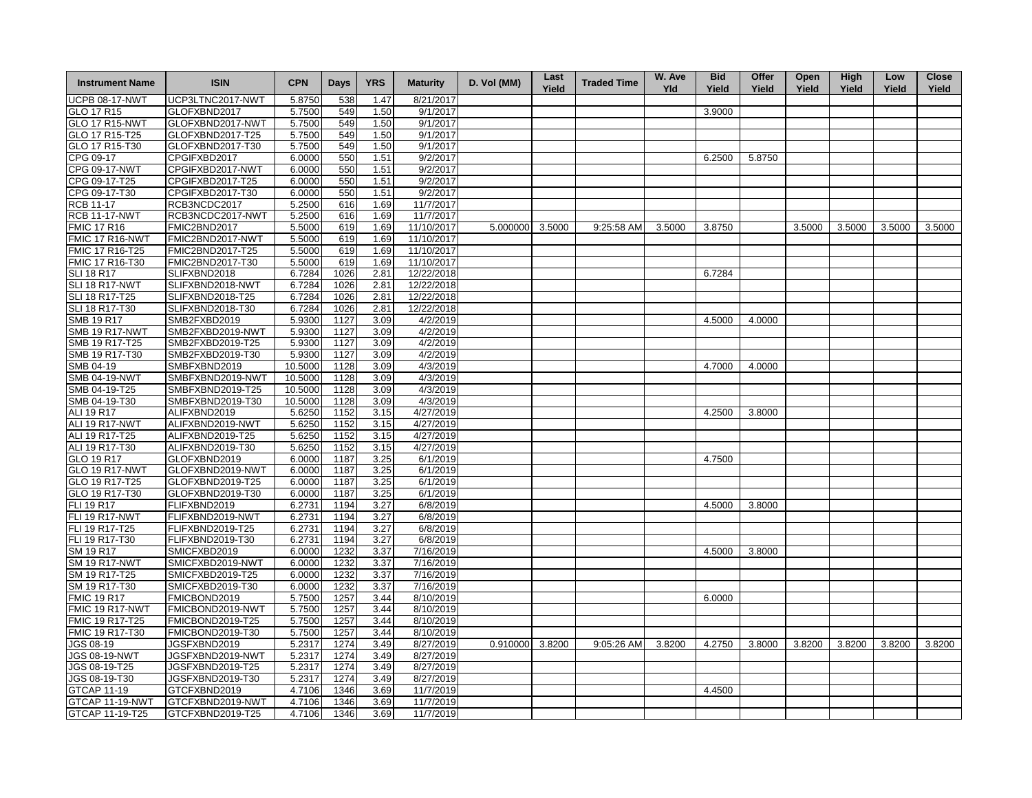| Instrument Name | ISIN | CPN | Days | YRS | Maturity | D. Vol (MM) | Last Yield | Traded Time | W. Ave Yld | Bid Yield | Offer Yield | Open Yield | High Yield | Low Yield | Close Yield |
|---|---|---|---|---|---|---|---|---|---|---|---|---|---|---|---|
| UCPB 08-17-NWT | UCP3LTNC2017-NWT | 5.8750 | 538 | 1.47 | 8/21/2017 | | | | | | | | | | |
| GLO 17 R15 | GLOFXBND2017 | 5.7500 | 549 | 1.50 | 9/1/2017 | | | | | 3.9000 | | | | | |
| GLO 17 R15-NWT | GLOFXBND2017-NWT | 5.7500 | 549 | 1.50 | 9/1/2017 | | | | | | | | | | |
| GLO 17 R15-T25 | GLOFXBND2017-T25 | 5.7500 | 549 | 1.50 | 9/1/2017 | | | | | | | | | | |
| GLO 17 R15-T30 | GLOFXBND2017-T30 | 5.7500 | 549 | 1.50 | 9/1/2017 | | | | | | | | | | |
| CPG 09-17 | CPGIFXBD2017 | 6.0000 | 550 | 1.51 | 9/2/2017 | | | | | 6.2500 | 5.8750 | | | | |
| CPG 09-17-NWT | CPGIFXBD2017-NWT | 6.0000 | 550 | 1.51 | 9/2/2017 | | | | | | | | | | |
| CPG 09-17-T25 | CPGIFXBD2017-T25 | 6.0000 | 550 | 1.51 | 9/2/2017 | | | | | | | | | | |
| CPG 09-17-T30 | CPGIFXBD2017-T30 | 6.0000 | 550 | 1.51 | 9/2/2017 | | | | | | | | | | |
| RCB 11-17 | RCB3NCDC2017 | 5.2500 | 616 | 1.69 | 11/7/2017 | | | | | | | | | | |
| RCB 11-17-NWT | RCB3NCDC2017-NWT | 5.2500 | 616 | 1.69 | 11/7/2017 | | | | | | | | | | |
| FMIC 17 R16 | FMIC2BND2017 | 5.5000 | 619 | 1.69 | 11/10/2017 | 5.000000 | 3.5000 | 9:25:58 AM | 3.5000 | 3.8750 | | 3.5000 | 3.5000 | 3.5000 | 3.5000 |
| FMIC 17 R16-NWT | FMIC2BND2017-NWT | 5.5000 | 619 | 1.69 | 11/10/2017 | | | | | | | | | | |
| FMIC 17 R16-T25 | FMIC2BND2017-T25 | 5.5000 | 619 | 1.69 | 11/10/2017 | | | | | | | | | | |
| FMIC 17 R16-T30 | FMIC2BND2017-T30 | 5.5000 | 619 | 1.69 | 11/10/2017 | | | | | | | | | | |
| SLI 18 R17 | SLIFXBND2018 | 6.7284 | 1026 | 2.81 | 12/22/2018 | | | | | 6.7284 | | | | | |
| SLI 18 R17-NWT | SLIFXBND2018-NWT | 6.7284 | 1026 | 2.81 | 12/22/2018 | | | | | | | | | | |
| SLI 18 R17-T25 | SLIFXBND2018-T25 | 6.7284 | 1026 | 2.81 | 12/22/2018 | | | | | | | | | | |
| SLI 18 R17-T30 | SLIFXBND2018-T30 | 6.7284 | 1026 | 2.81 | 12/22/2018 | | | | | | | | | | |
| SMB 19 R17 | SMB2FXBD2019 | 5.9300 | 1127 | 3.09 | 4/2/2019 | | | | | 4.5000 | 4.0000 | | | | |
| SMB 19 R17-NWT | SMB2FXBD2019-NWT | 5.9300 | 1127 | 3.09 | 4/2/2019 | | | | | | | | | | |
| SMB 19 R17-T25 | SMB2FXBD2019-T25 | 5.9300 | 1127 | 3.09 | 4/2/2019 | | | | | | | | | | |
| SMB 19 R17-T30 | SMB2FXBD2019-T30 | 5.9300 | 1127 | 3.09 | 4/2/2019 | | | | | | | | | | |
| SMB 04-19 | SMBFXBND2019 | 10.5000 | 1128 | 3.09 | 4/3/2019 | | | | | 4.7000 | 4.0000 | | | | |
| SMB 04-19-NWT | SMBFXBND2019-NWT | 10.5000 | 1128 | 3.09 | 4/3/2019 | | | | | | | | | | |
| SMB 04-19-T25 | SMBFXBND2019-T25 | 10.5000 | 1128 | 3.09 | 4/3/2019 | | | | | | | | | | |
| SMB 04-19-T30 | SMBFXBND2019-T30 | 10.5000 | 1128 | 3.09 | 4/3/2019 | | | | | | | | | | |
| ALI 19 R17 | ALIFXBND2019 | 5.6250 | 1152 | 3.15 | 4/27/2019 | | | | | 4.2500 | 3.8000 | | | | |
| ALI 19 R17-NWT | ALIFXBND2019-NWT | 5.6250 | 1152 | 3.15 | 4/27/2019 | | | | | | | | | | |
| ALI 19 R17-T25 | ALIFXBND2019-T25 | 5.6250 | 1152 | 3.15 | 4/27/2019 | | | | | | | | | | |
| ALI 19 R17-T30 | ALIFXBND2019-T30 | 5.6250 | 1152 | 3.15 | 4/27/2019 | | | | | | | | | | |
| GLO 19 R17 | GLOFXBND2019 | 6.0000 | 1187 | 3.25 | 6/1/2019 | | | | | 4.7500 | | | | | |
| GLO 19 R17-NWT | GLOFXBND2019-NWT | 6.0000 | 1187 | 3.25 | 6/1/2019 | | | | | | | | | | |
| GLO 19 R17-T25 | GLOFXBND2019-T25 | 6.0000 | 1187 | 3.25 | 6/1/2019 | | | | | | | | | | |
| GLO 19 R17-T30 | GLOFXBND2019-T30 | 6.0000 | 1187 | 3.25 | 6/1/2019 | | | | | | | | | | |
| FLI 19 R17 | FLIFXBND2019 | 6.2731 | 1194 | 3.27 | 6/8/2019 | | | | | 4.5000 | 3.8000 | | | | |
| FLI 19 R17-NWT | FLIFXBND2019-NWT | 6.2731 | 1194 | 3.27 | 6/8/2019 | | | | | | | | | | |
| FLI 19 R17-T25 | FLIFXBND2019-T25 | 6.2731 | 1194 | 3.27 | 6/8/2019 | | | | | | | | | | |
| FLI 19 R17-T30 | FLIFXBND2019-T30 | 6.2731 | 1194 | 3.27 | 6/8/2019 | | | | | | | | | | |
| SM 19 R17 | SMICFXBD2019 | 6.0000 | 1232 | 3.37 | 7/16/2019 | | | | | 4.5000 | 3.8000 | | | | |
| SM 19 R17-NWT | SMICFXBD2019-NWT | 6.0000 | 1232 | 3.37 | 7/16/2019 | | | | | | | | | | |
| SM 19 R17-T25 | SMICFXBD2019-T25 | 6.0000 | 1232 | 3.37 | 7/16/2019 | | | | | | | | | | |
| SM 19 R17-T30 | SMICFXBD2019-T30 | 6.0000 | 1232 | 3.37 | 7/16/2019 | | | | | | | | | | |
| FMIC 19 R17 | FMICBOND2019 | 5.7500 | 1257 | 3.44 | 8/10/2019 | | | | | 6.0000 | | | | | |
| FMIC 19 R17-NWT | FMICBOND2019-NWT | 5.7500 | 1257 | 3.44 | 8/10/2019 | | | | | | | | | | |
| FMIC 19 R17-T25 | FMICBOND2019-T25 | 5.7500 | 1257 | 3.44 | 8/10/2019 | | | | | | | | | | |
| FMIC 19 R17-T30 | FMICBOND2019-T30 | 5.7500 | 1257 | 3.44 | 8/10/2019 | | | | | | | | | | |
| JGS 08-19 | JGSFXBND2019 | 5.2317 | 1274 | 3.49 | 8/27/2019 | 0.910000 | 3.8200 | 9:05:26 AM | 3.8200 | 4.2750 | 3.8000 | 3.8200 | 3.8200 | 3.8200 | 3.8200 |
| JGS 08-19-NWT | JGSFXBND2019-NWT | 5.2317 | 1274 | 3.49 | 8/27/2019 | | | | | | | | | | |
| JGS 08-19-T25 | JGSFXBND2019-T25 | 5.2317 | 1274 | 3.49 | 8/27/2019 | | | | | | | | | | |
| JGS 08-19-T30 | JGSFXBND2019-T30 | 5.2317 | 1274 | 3.49 | 8/27/2019 | | | | | | | | | | |
| GTCAP 11-19 | GTCFXBND2019 | 4.7106 | 1346 | 3.69 | 11/7/2019 | | | | | 4.4500 | | | | | |
| GTCAP 11-19-NWT | GTCFXBND2019-NWT | 4.7106 | 1346 | 3.69 | 11/7/2019 | | | | | | | | | | |
| GTCAP 11-19-T25 | GTCFXBND2019-T25 | 4.7106 | 1346 | 3.69 | 11/7/2019 | | | | | | | | | | |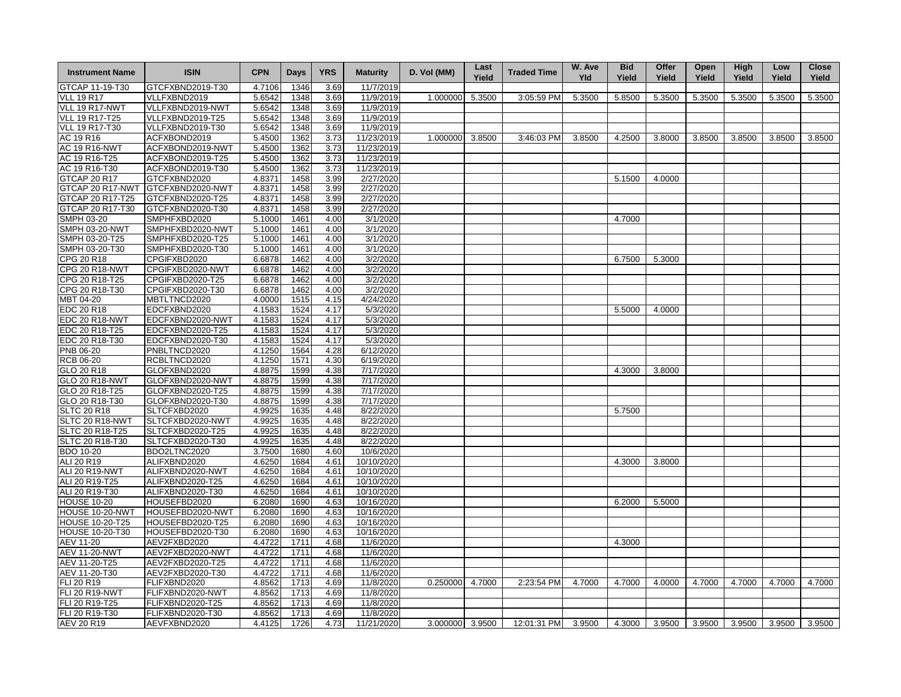| Instrument Name | ISIN | CPN | Days | YRS | Maturity | D. Vol (MM) | Last Yield | Traded Time | W. Ave Yld | Bid Yield | Offer Yield | Open Yield | High Yield | Low Yield | Close Yield |
|---|---|---|---|---|---|---|---|---|---|---|---|---|---|---|---|
| GTCAP 11-19-T30 | GTCFXBND2019-T30 | 4.7106 | 1346 | 3.69 | 11/7/2019 | | | | | | | | | | |
| VLL 19 R17 | VLLFXBND2019 | 5.6542 | 1348 | 3.69 | 11/9/2019 | 1.000000 | 5.3500 | 3:05:59 PM | 5.3500 | 5.8500 | 5.3500 | 5.3500 | 5.3500 | 5.3500 | 5.3500 |
| VLL 19 R17-NWT | VLLFXBND2019-NWT | 5.6542 | 1348 | 3.69 | 11/9/2019 | | | | | | | | | | |
| VLL 19 R17-T25 | VLLFXBND2019-T25 | 5.6542 | 1348 | 3.69 | 11/9/2019 | | | | | | | | | | |
| VLL 19 R17-T30 | VLLFXBND2019-T30 | 5.6542 | 1348 | 3.69 | 11/9/2019 | | | | | | | | | | |
| AC 19 R16 | ACFXBOND2019 | 5.4500 | 1362 | 3.73 | 11/23/2019 | 1.000000 | 3.8500 | 3:46:03 PM | 3.8500 | 4.2500 | 3.8000 | 3.8500 | 3.8500 | 3.8500 | 3.8500 |
| AC 19 R16-NWT | ACFXBOND2019-NWT | 5.4500 | 1362 | 3.73 | 11/23/2019 | | | | | | | | | | |
| AC 19 R16-T25 | ACFXBOND2019-T25 | 5.4500 | 1362 | 3.73 | 11/23/2019 | | | | | | | | | | |
| AC 19 R16-T30 | ACFXBOND2019-T30 | 5.4500 | 1362 | 3.73 | 11/23/2019 | | | | | | | | | | |
| GTCAP 20 R17 | GTCFXBND2020 | 4.8371 | 1458 | 3.99 | 2/27/2020 | | | | | 5.1500 | 4.0000 | | | | |
| GTCAP 20 R17-NWT | GTCFXBND2020-NWT | 4.8371 | 1458 | 3.99 | 2/27/2020 | | | | | | | | | | |
| GTCAP 20 R17-T25 | GTCFXBND2020-T25 | 4.8371 | 1458 | 3.99 | 2/27/2020 | | | | | | | | | | |
| GTCAP 20 R17-T30 | GTCFXBND2020-T30 | 4.8371 | 1458 | 3.99 | 2/27/2020 | | | | | | | | | | |
| SMPH 03-20 | SMPHFXBD2020 | 5.1000 | 1461 | 4.00 | 3/1/2020 | | | | | 4.7000 | | | | | |
| SMPH 03-20-NWT | SMPHFXBD2020-NWT | 5.1000 | 1461 | 4.00 | 3/1/2020 | | | | | | | | | | |
| SMPH 03-20-T25 | SMPHFXBD2020-T25 | 5.1000 | 1461 | 4.00 | 3/1/2020 | | | | | | | | | | |
| SMPH 03-20-T30 | SMPHFXBD2020-T30 | 5.1000 | 1461 | 4.00 | 3/1/2020 | | | | | | | | | | |
| CPG 20 R18 | CPGIFXBD2020 | 6.6878 | 1462 | 4.00 | 3/2/2020 | | | | | 6.7500 | 5.3000 | | | | |
| CPG 20 R18-NWT | CPGIFXBD2020-NWT | 6.6878 | 1462 | 4.00 | 3/2/2020 | | | | | | | | | | |
| CPG 20 R18-T25 | CPGIFXBD2020-T25 | 6.6878 | 1462 | 4.00 | 3/2/2020 | | | | | | | | | | |
| CPG 20 R18-T30 | CPGIFXBD2020-T30 | 6.6878 | 1462 | 4.00 | 3/2/2020 | | | | | | | | | | |
| MBT 04-20 | MBTLTNCD2020 | 4.0000 | 1515 | 4.15 | 4/24/2020 | | | | | | | | | | |
| EDC 20 R18 | EDCFXBND2020 | 4.1583 | 1524 | 4.17 | 5/3/2020 | | | | | 5.5000 | 4.0000 | | | | |
| EDC 20 R18-NWT | EDCFXBND2020-NWT | 4.1583 | 1524 | 4.17 | 5/3/2020 | | | | | | | | | | |
| EDC 20 R18-T25 | EDCFXBND2020-T25 | 4.1583 | 1524 | 4.17 | 5/3/2020 | | | | | | | | | | |
| EDC 20 R18-T30 | EDCFXBND2020-T30 | 4.1583 | 1524 | 4.17 | 5/3/2020 | | | | | | | | | | |
| PNB 06-20 | PNBLTNCD2020 | 4.1250 | 1564 | 4.28 | 6/12/2020 | | | | | | | | | | |
| RCB 06-20 | RCBLTNCD2020 | 4.1250 | 1571 | 4.30 | 6/19/2020 | | | | | | | | | | |
| GLO 20 R18 | GLOFXBND2020 | 4.8875 | 1599 | 4.38 | 7/17/2020 | | | | | 4.3000 | 3.8000 | | | | |
| GLO 20 R18-NWT | GLOFXBND2020-NWT | 4.8875 | 1599 | 4.38 | 7/17/2020 | | | | | | | | | | |
| GLO 20 R18-T25 | GLOFXBND2020-T25 | 4.8875 | 1599 | 4.38 | 7/17/2020 | | | | | | | | | | |
| GLO 20 R18-T30 | GLOFXBND2020-T30 | 4.8875 | 1599 | 4.38 | 7/17/2020 | | | | | | | | | | |
| SLTC 20 R18 | SLTCFXBD2020 | 4.9925 | 1635 | 4.48 | 8/22/2020 | | | | | 5.7500 | | | | | |
| SLTC 20 R18-NWT | SLTCFXBD2020-NWT | 4.9925 | 1635 | 4.48 | 8/22/2020 | | | | | | | | | | |
| SLTC 20 R18-T25 | SLTCFXBD2020-T25 | 4.9925 | 1635 | 4.48 | 8/22/2020 | | | | | | | | | | |
| SLTC 20 R18-T30 | SLTCFXBD2020-T30 | 4.9925 | 1635 | 4.48 | 8/22/2020 | | | | | | | | | | |
| BDO 10-20 | BDO2LTNC2020 | 3.7500 | 1680 | 4.60 | 10/6/2020 | | | | | | | | | | |
| ALI 20 R19 | ALIFXBND2020 | 4.6250 | 1684 | 4.61 | 10/10/2020 | | | | | 4.3000 | 3.8000 | | | | |
| ALI 20 R19-NWT | ALIFXBND2020-NWT | 4.6250 | 1684 | 4.61 | 10/10/2020 | | | | | | | | | | |
| ALI 20 R19-T25 | ALIFXBND2020-T25 | 4.6250 | 1684 | 4.61 | 10/10/2020 | | | | | | | | | | |
| ALI 20 R19-T30 | ALIFXBND2020-T30 | 4.6250 | 1684 | 4.61 | 10/10/2020 | | | | | | | | | | |
| HOUSE 10-20 | HOUSEFBD2020 | 6.2080 | 1690 | 4.63 | 10/16/2020 | | | | | 6.2000 | 5.5000 | | | | |
| HOUSE 10-20-NWT | HOUSEFBD2020-NWT | 6.2080 | 1690 | 4.63 | 10/16/2020 | | | | | | | | | | |
| HOUSE 10-20-T25 | HOUSEFBD2020-T25 | 6.2080 | 1690 | 4.63 | 10/16/2020 | | | | | | | | | | |
| HOUSE 10-20-T30 | HOUSEFBD2020-T30 | 6.2080 | 1690 | 4.63 | 10/16/2020 | | | | | | | | | | |
| AEV 11-20 | AEV2FXBD2020 | 4.4722 | 1711 | 4.68 | 11/6/2020 | | | | | 4.3000 | | | | | |
| AEV 11-20-NWT | AEV2FXBD2020-NWT | 4.4722 | 1711 | 4.68 | 11/6/2020 | | | | | | | | | | |
| AEV 11-20-T25 | AEV2FXBD2020-T25 | 4.4722 | 1711 | 4.68 | 11/6/2020 | | | | | | | | | | |
| AEV 11-20-T30 | AEV2FXBD2020-T30 | 4.4722 | 1711 | 4.68 | 11/6/2020 | | | | | | | | | | |
| FLI 20 R19 | FLIFXBND2020 | 4.8562 | 1713 | 4.69 | 11/8/2020 | 0.250000 | 4.7000 | 2:23:54 PM | 4.7000 | 4.7000 | 4.0000 | 4.7000 | 4.7000 | 4.7000 | 4.7000 |
| FLI 20 R19-NWT | FLIFXBND2020-NWT | 4.8562 | 1713 | 4.69 | 11/8/2020 | | | | | | | | | | |
| FLI 20 R19-T25 | FLIFXBND2020-T25 | 4.8562 | 1713 | 4.69 | 11/8/2020 | | | | | | | | | | |
| FLI 20 R19-T30 | FLIFXBND2020-T30 | 4.8562 | 1713 | 4.69 | 11/8/2020 | | | | | | | | | | |
| AEV 20 R19 | AEVFXBND2020 | 4.4125 | 1726 | 4.73 | 11/21/2020 | 3.000000 | 3.9500 | 12:01:31 PM | 3.9500 | 4.3000 | 3.9500 | 3.9500 | 3.9500 | 3.9500 | 3.9500 |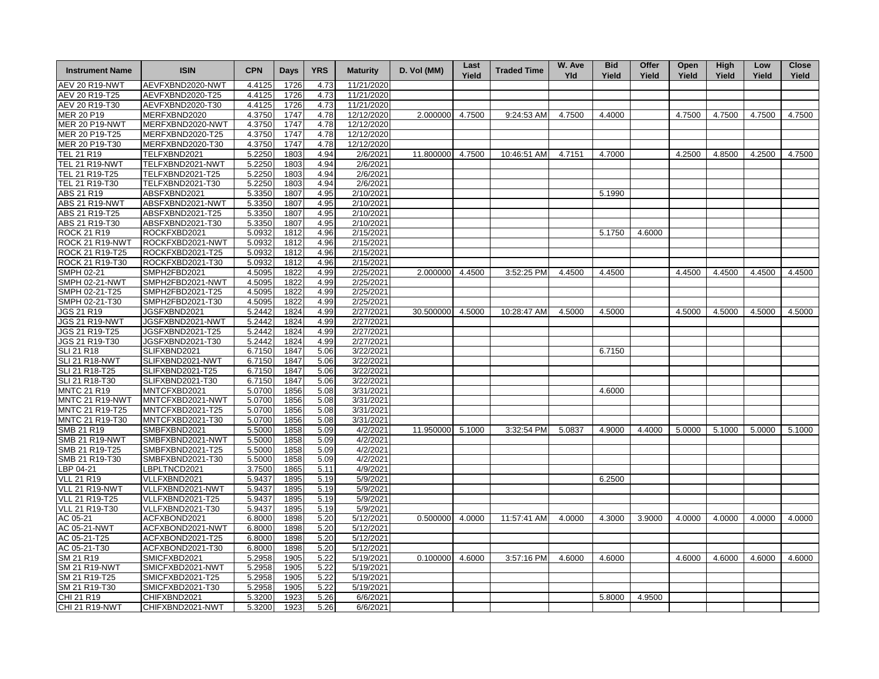| Instrument Name | ISIN | CPN | Days | YRS | Maturity | D. Vol (MM) | Last Yield | Traded Time | W. Ave Yld | Bid Yield | Offer Yield | Open Yield | High Yield | Low Yield | Close Yield |
|---|---|---|---|---|---|---|---|---|---|---|---|---|---|---|---|
| AEV 20 R19-NWT | AEVFXBND2020-NWT | 4.4125 | 1726 | 4.73 | 11/21/2020 | | | | | | | | | | |
| AEV 20 R19-T25 | AEVFXBND2020-T25 | 4.4125 | 1726 | 4.73 | 11/21/2020 | | | | | | | | | | |
| AEV 20 R19-T30 | AEVFXBND2020-T30 | 4.4125 | 1726 | 4.73 | 11/21/2020 | | | | | | | | | | |
| MER 20 P19 | MERFXBND2020 | 4.3750 | 1747 | 4.78 | 12/12/2020 | 2.000000 | 4.7500 | 9:24:53 AM | 4.7500 | 4.4000 | | 4.7500 | 4.7500 | 4.7500 | 4.7500 |
| MER 20 P19-NWT | MERFXBND2020-NWT | 4.3750 | 1747 | 4.78 | 12/12/2020 | | | | | | | | | | |
| MER 20 P19-T25 | MERFXBND2020-T25 | 4.3750 | 1747 | 4.78 | 12/12/2020 | | | | | | | | | | |
| MER 20 P19-T30 | MERFXBND2020-T30 | 4.3750 | 1747 | 4.78 | 12/12/2020 | | | | | | | | | | |
| TEL 21 R19 | TELFXBND2021 | 5.2250 | 1803 | 4.94 | 2/6/2021 | 11.800000 | 4.7500 | 10:46:51 AM | 4.7151 | 4.7000 | | 4.2500 | 4.8500 | 4.2500 | 4.7500 |
| TEL 21 R19-NWT | TELFXBND2021-NWT | 5.2250 | 1803 | 4.94 | 2/6/2021 | | | | | | | | | | |
| TEL 21 R19-T25 | TELFXBND2021-T25 | 5.2250 | 1803 | 4.94 | 2/6/2021 | | | | | | | | | | |
| TEL 21 R19-T30 | TELFXBND2021-T30 | 5.2250 | 1803 | 4.94 | 2/6/2021 | | | | | | | | | | |
| ABS 21 R19 | ABSFXBND2021 | 5.3350 | 1807 | 4.95 | 2/10/2021 | | | | | 5.1990 | | | | | |
| ABS 21 R19-NWT | ABSFXBND2021-NWT | 5.3350 | 1807 | 4.95 | 2/10/2021 | | | | | | | | | | |
| ABS 21 R19-T25 | ABSFXBND2021-T25 | 5.3350 | 1807 | 4.95 | 2/10/2021 | | | | | | | | | | |
| ABS 21 R19-T30 | ABSFXBND2021-T30 | 5.3350 | 1807 | 4.95 | 2/10/2021 | | | | | | | | | | |
| ROCK 21 R19 | ROCKFXBD2021 | 5.0932 | 1812 | 4.96 | 2/15/2021 | | | | | 5.1750 | 4.6000 | | | | |
| ROCK 21 R19-NWT | ROCKFXBD2021-NWT | 5.0932 | 1812 | 4.96 | 2/15/2021 | | | | | | | | | | |
| ROCK 21 R19-T25 | ROCKFXBD2021-T25 | 5.0932 | 1812 | 4.96 | 2/15/2021 | | | | | | | | | | |
| ROCK 21 R19-T30 | ROCKFXBD2021-T30 | 5.0932 | 1812 | 4.96 | 2/15/2021 | | | | | | | | | | |
| SMPH 02-21 | SMPH2FBD2021 | 4.5095 | 1822 | 4.99 | 2/25/2021 | 2.000000 | 4.4500 | 3:52:25 PM | 4.4500 | 4.4500 | | 4.4500 | 4.4500 | 4.4500 | 4.4500 |
| SMPH 02-21-NWT | SMPH2FBD2021-NWT | 4.5095 | 1822 | 4.99 | 2/25/2021 | | | | | | | | | | |
| SMPH 02-21-T25 | SMPH2FBD2021-T25 | 4.5095 | 1822 | 4.99 | 2/25/2021 | | | | | | | | | | |
| SMPH 02-21-T30 | SMPH2FBD2021-T30 | 4.5095 | 1822 | 4.99 | 2/25/2021 | | | | | | | | | | |
| JGS 21 R19 | JGSFXBND2021 | 5.2442 | 1824 | 4.99 | 2/27/2021 | 30.500000 | 4.5000 | 10:28:47 AM | 4.5000 | 4.5000 | | 4.5000 | 4.5000 | 4.5000 | 4.5000 |
| JGS 21 R19-NWT | JGSFXBND2021-NWT | 5.2442 | 1824 | 4.99 | 2/27/2021 | | | | | | | | | | |
| JGS 21 R19-T25 | JGSFXBND2021-T25 | 5.2442 | 1824 | 4.99 | 2/27/2021 | | | | | | | | | | |
| JGS 21 R19-T30 | JGSFXBND2021-T30 | 5.2442 | 1824 | 4.99 | 2/27/2021 | | | | | | | | | | |
| SLI 21 R18 | SLIFXBND2021 | 6.7150 | 1847 | 5.06 | 3/22/2021 | | | | | 6.7150 | | | | | |
| SLI 21 R18-NWT | SLIFXBND2021-NWT | 6.7150 | 1847 | 5.06 | 3/22/2021 | | | | | | | | | | |
| SLI 21 R18-T25 | SLIFXBND2021-T25 | 6.7150 | 1847 | 5.06 | 3/22/2021 | | | | | | | | | | |
| SLI 21 R18-T30 | SLIFXBND2021-T30 | 6.7150 | 1847 | 5.06 | 3/22/2021 | | | | | | | | | | |
| MNTC 21 R19 | MNTCFXBD2021 | 5.0700 | 1856 | 5.08 | 3/31/2021 | | | | | 4.6000 | | | | | |
| MNTC 21 R19-NWT | MNTCFXBD2021-NWT | 5.0700 | 1856 | 5.08 | 3/31/2021 | | | | | | | | | | |
| MNTC 21 R19-T25 | MNTCFXBD2021-T25 | 5.0700 | 1856 | 5.08 | 3/31/2021 | | | | | | | | | | |
| MNTC 21 R19-T30 | MNTCFXBD2021-T30 | 5.0700 | 1856 | 5.08 | 3/31/2021 | | | | | | | | | | |
| SMB 21 R19 | SMBFXBND2021 | 5.5000 | 1858 | 5.09 | 4/2/2021 | 11.950000 | 5.1000 | 3:32:54 PM | 5.0837 | 4.9000 | 4.4000 | 5.0000 | 5.1000 | 5.0000 | 5.1000 |
| SMB 21 R19-NWT | SMBFXBND2021-NWT | 5.5000 | 1858 | 5.09 | 4/2/2021 | | | | | | | | | | |
| SMB 21 R19-T25 | SMBFXBND2021-T25 | 5.5000 | 1858 | 5.09 | 4/2/2021 | | | | | | | | | | |
| SMB 21 R19-T30 | SMBFXBND2021-T30 | 5.5000 | 1858 | 5.09 | 4/2/2021 | | | | | | | | | | |
| LBP 04-21 | LBPLTNCD2021 | 3.7500 | 1865 | 5.11 | 4/9/2021 | | | | | | | | | | |
| VLL 21 R19 | VLLFXBND2021 | 5.9437 | 1895 | 5.19 | 5/9/2021 | | | | | 6.2500 | | | | | |
| VLL 21 R19-NWT | VLLFXBND2021-NWT | 5.9437 | 1895 | 5.19 | 5/9/2021 | | | | | | | | | | |
| VLL 21 R19-T25 | VLLFXBND2021-T25 | 5.9437 | 1895 | 5.19 | 5/9/2021 | | | | | | | | | | |
| VLL 21 R19-T30 | VLLFXBND2021-T30 | 5.9437 | 1895 | 5.19 | 5/9/2021 | | | | | | | | | | |
| AC 05-21 | ACFXBOND2021 | 6.8000 | 1898 | 5.20 | 5/12/2021 | 0.500000 | 4.0000 | 11:57:41 AM | 4.0000 | 4.3000 | 3.9000 | 4.0000 | 4.0000 | 4.0000 | 4.0000 |
| AC 05-21-NWT | ACFXBOND2021-NWT | 6.8000 | 1898 | 5.20 | 5/12/2021 | | | | | | | | | | |
| AC 05-21-T25 | ACFXBOND2021-T25 | 6.8000 | 1898 | 5.20 | 5/12/2021 | | | | | | | | | | |
| AC 05-21-T30 | ACFXBOND2021-T30 | 6.8000 | 1898 | 5.20 | 5/12/2021 | | | | | | | | | | |
| SM 21 R19 | SMICFXBD2021 | 5.2958 | 1905 | 5.22 | 5/19/2021 | 0.100000 | 4.6000 | 3:57:16 PM | 4.6000 | 4.6000 | | 4.6000 | 4.6000 | 4.6000 | 4.6000 |
| SM 21 R19-NWT | SMICFXBD2021-NWT | 5.2958 | 1905 | 5.22 | 5/19/2021 | | | | | | | | | | |
| SM 21 R19-T25 | SMICFXBD2021-T25 | 5.2958 | 1905 | 5.22 | 5/19/2021 | | | | | | | | | | |
| SM 21 R19-T30 | SMICFXBD2021-T30 | 5.2958 | 1905 | 5.22 | 5/19/2021 | | | | | | | | | | |
| CHI 21 R19 | CHIFXBND2021 | 5.3200 | 1923 | 5.26 | 6/6/2021 | | | | | 5.8000 | 4.9500 | | | | |
| CHI 21 R19-NWT | CHIFXBND2021-NWT | 5.3200 | 1923 | 5.26 | 6/6/2021 | | | | | | | | | | |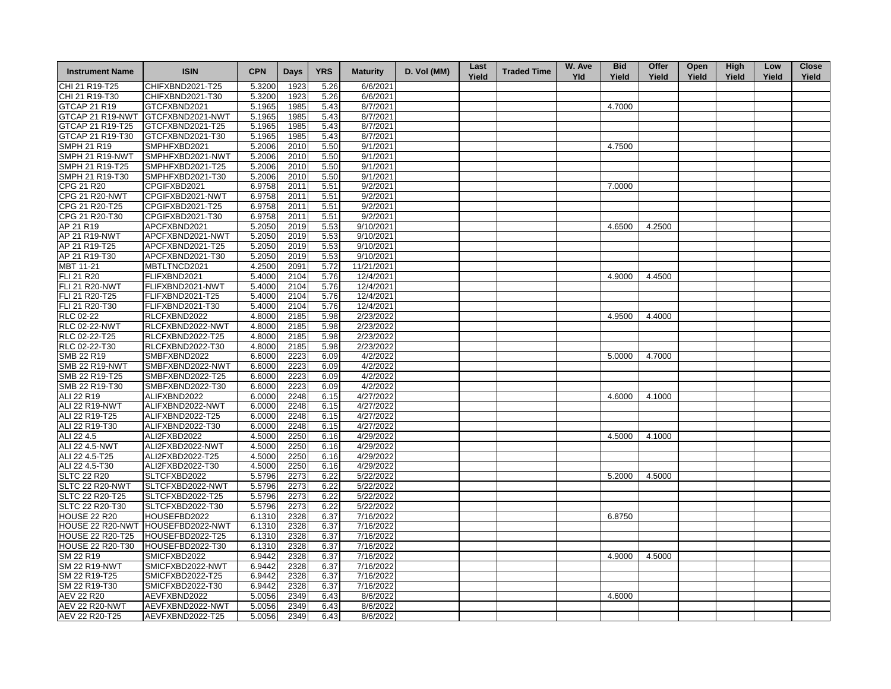| Instrument Name | ISIN | CPN | Days | YRS | Maturity | D. Vol (MM) | Last Yield | Traded Time | W. Ave Yld | Bid Yield | Offer Yield | Open Yield | High Yield | Low Yield | Close Yield |
|---|---|---|---|---|---|---|---|---|---|---|---|---|---|---|---|
| CHI 21 R19-T25 | CHIFXBND2021-T25 | 5.3200 | 1923 | 5.26 | 6/6/2021 | | | | | | | | | | |
| CHI 21 R19-T30 | CHIFXBND2021-T30 | 5.3200 | 1923 | 5.26 | 6/6/2021 | | | | | | | | | | |
| GTCAP 21 R19 | GTCFXBND2021 | 5.1965 | 1985 | 5.43 | 8/7/2021 | | | | | 4.7000 | | | | | |
| GTCAP 21 R19-NWT | GTCFXBND2021-NWT | 5.1965 | 1985 | 5.43 | 8/7/2021 | | | | | | | | | | |
| GTCAP 21 R19-T25 | GTCFXBND2021-T25 | 5.1965 | 1985 | 5.43 | 8/7/2021 | | | | | | | | | | |
| GTCAP 21 R19-T30 | GTCFXBND2021-T30 | 5.1965 | 1985 | 5.43 | 8/7/2021 | | | | | | | | | | |
| SMPH 21 R19 | SMPHFXBD2021 | 5.2006 | 2010 | 5.50 | 9/1/2021 | | | | | 4.7500 | | | | | |
| SMPH 21 R19-NWT | SMPHFXBD2021-NWT | 5.2006 | 2010 | 5.50 | 9/1/2021 | | | | | | | | | | |
| SMPH 21 R19-T25 | SMPHFXBD2021-T25 | 5.2006 | 2010 | 5.50 | 9/1/2021 | | | | | | | | | | |
| SMPH 21 R19-T30 | SMPHFXBD2021-T30 | 5.2006 | 2010 | 5.50 | 9/1/2021 | | | | | | | | | | |
| CPG 21 R20 | CPGIFXBD2021 | 6.9758 | 2011 | 5.51 | 9/2/2021 | | | | | 7.0000 | | | | | |
| CPG 21 R20-NWT | CPGIFXBD2021-NWT | 6.9758 | 2011 | 5.51 | 9/2/2021 | | | | | | | | | | |
| CPG 21 R20-T25 | CPGIFXBD2021-T25 | 6.9758 | 2011 | 5.51 | 9/2/2021 | | | | | | | | | | |
| CPG 21 R20-T30 | CPGIFXBD2021-T30 | 6.9758 | 2011 | 5.51 | 9/2/2021 | | | | | | | | | | |
| AP 21 R19 | APCFXBND2021 | 5.2050 | 2019 | 5.53 | 9/10/2021 | | | | | 4.6500 | 4.2500 | | | | |
| AP 21 R19-NWT | APCFXBND2021-NWT | 5.2050 | 2019 | 5.53 | 9/10/2021 | | | | | | | | | | |
| AP 21 R19-T25 | APCFXBND2021-T25 | 5.2050 | 2019 | 5.53 | 9/10/2021 | | | | | | | | | | |
| AP 21 R19-T30 | APCFXBND2021-T30 | 5.2050 | 2019 | 5.53 | 9/10/2021 | | | | | | | | | | |
| MBT 11-21 | MBTLTNCD2021 | 4.2500 | 2091 | 5.72 | 11/21/2021 | | | | | | | | | | |
| FLI 21 R20 | FLIFXBND2021 | 5.4000 | 2104 | 5.76 | 12/4/2021 | | | | | 4.9000 | 4.4500 | | | | |
| FLI 21 R20-NWT | FLIFXBND2021-NWT | 5.4000 | 2104 | 5.76 | 12/4/2021 | | | | | | | | | | |
| FLI 21 R20-T25 | FLIFXBND2021-T25 | 5.4000 | 2104 | 5.76 | 12/4/2021 | | | | | | | | | | |
| FLI 21 R20-T30 | FLIFXBND2021-T30 | 5.4000 | 2104 | 5.76 | 12/4/2021 | | | | | | | | | | |
| RLC 02-22 | RLCFXBND2022 | 4.8000 | 2185 | 5.98 | 2/23/2022 | | | | | 4.9500 | 4.4000 | | | | |
| RLC 02-22-NWT | RLCFXBND2022-NWT | 4.8000 | 2185 | 5.98 | 2/23/2022 | | | | | | | | | | |
| RLC 02-22-T25 | RLCFXBND2022-T25 | 4.8000 | 2185 | 5.98 | 2/23/2022 | | | | | | | | | | |
| RLC 02-22-T30 | RLCFXBND2022-T30 | 4.8000 | 2185 | 5.98 | 2/23/2022 | | | | | | | | | | |
| SMB 22 R19 | SMBFXBND2022 | 6.6000 | 2223 | 6.09 | 4/2/2022 | | | | | 5.0000 | 4.7000 | | | | |
| SMB 22 R19-NWT | SMBFXBND2022-NWT | 6.6000 | 2223 | 6.09 | 4/2/2022 | | | | | | | | | | |
| SMB 22 R19-T25 | SMBFXBND2022-T25 | 6.6000 | 2223 | 6.09 | 4/2/2022 | | | | | | | | | | |
| SMB 22 R19-T30 | SMBFXBND2022-T30 | 6.6000 | 2223 | 6.09 | 4/2/2022 | | | | | | | | | | |
| ALI 22 R19 | ALIFXBND2022 | 6.0000 | 2248 | 6.15 | 4/27/2022 | | | | | 4.6000 | 4.1000 | | | | |
| ALI 22 R19-NWT | ALIFXBND2022-NWT | 6.0000 | 2248 | 6.15 | 4/27/2022 | | | | | | | | | | |
| ALI 22 R19-T25 | ALIFXBND2022-T25 | 6.0000 | 2248 | 6.15 | 4/27/2022 | | | | | | | | | | |
| ALI 22 R19-T30 | ALIFXBND2022-T30 | 6.0000 | 2248 | 6.15 | 4/27/2022 | | | | | | | | | | |
| ALI 22 4.5 | ALI2FXBD2022 | 4.5000 | 2250 | 6.16 | 4/29/2022 | | | | | 4.5000 | 4.1000 | | | | |
| ALI 22 4.5-NWT | ALI2FXBD2022-NWT | 4.5000 | 2250 | 6.16 | 4/29/2022 | | | | | | | | | | |
| ALI 22 4.5-T25 | ALI2FXBD2022-T25 | 4.5000 | 2250 | 6.16 | 4/29/2022 | | | | | | | | | | |
| ALI 22 4.5-T30 | ALI2FXBD2022-T30 | 4.5000 | 2250 | 6.16 | 4/29/2022 | | | | | | | | | | |
| SLTC 22 R20 | SLTCFXBD2022 | 5.5796 | 2273 | 6.22 | 5/22/2022 | | | | | 5.2000 | 4.5000 | | | | |
| SLTC 22 R20-NWT | SLTCFXBD2022-NWT | 5.5796 | 2273 | 6.22 | 5/22/2022 | | | | | | | | | | |
| SLTC 22 R20-T25 | SLTCFXBD2022-T25 | 5.5796 | 2273 | 6.22 | 5/22/2022 | | | | | | | | | | |
| SLTC 22 R20-T30 | SLTCFXBD2022-T30 | 5.5796 | 2273 | 6.22 | 5/22/2022 | | | | | | | | | | |
| HOUSE 22 R20 | HOUSEFBD2022 | 6.1310 | 2328 | 6.37 | 7/16/2022 | | | | | 6.8750 | | | | | |
| HOUSE 22 R20-NWT | HOUSEFBD2022-NWT | 6.1310 | 2328 | 6.37 | 7/16/2022 | | | | | | | | | | |
| HOUSE 22 R20-T25 | HOUSEFBD2022-T25 | 6.1310 | 2328 | 6.37 | 7/16/2022 | | | | | | | | | | |
| HOUSE 22 R20-T30 | HOUSEFBD2022-T30 | 6.1310 | 2328 | 6.37 | 7/16/2022 | | | | | | | | | | |
| SM 22 R19 | SMICFXBD2022 | 6.9442 | 2328 | 6.37 | 7/16/2022 | | | | | 4.9000 | 4.5000 | | | | |
| SM 22 R19-NWT | SMICFXBD2022-NWT | 6.9442 | 2328 | 6.37 | 7/16/2022 | | | | | | | | | | |
| SM 22 R19-T25 | SMICFXBD2022-T25 | 6.9442 | 2328 | 6.37 | 7/16/2022 | | | | | | | | | | |
| SM 22 R19-T30 | SMICFXBD2022-T30 | 6.9442 | 2328 | 6.37 | 7/16/2022 | | | | | | | | | | |
| AEV 22 R20 | AEVFXBND2022 | 5.0056 | 2349 | 6.43 | 8/6/2022 | | | | | 4.6000 | | | | | |
| AEV 22 R20-NWT | AEVFXBND2022-NWT | 5.0056 | 2349 | 6.43 | 8/6/2022 | | | | | | | | | | |
| AEV 22 R20-T25 | AEVFXBND2022-T25 | 5.0056 | 2349 | 6.43 | 8/6/2022 | | | | | | | | | | |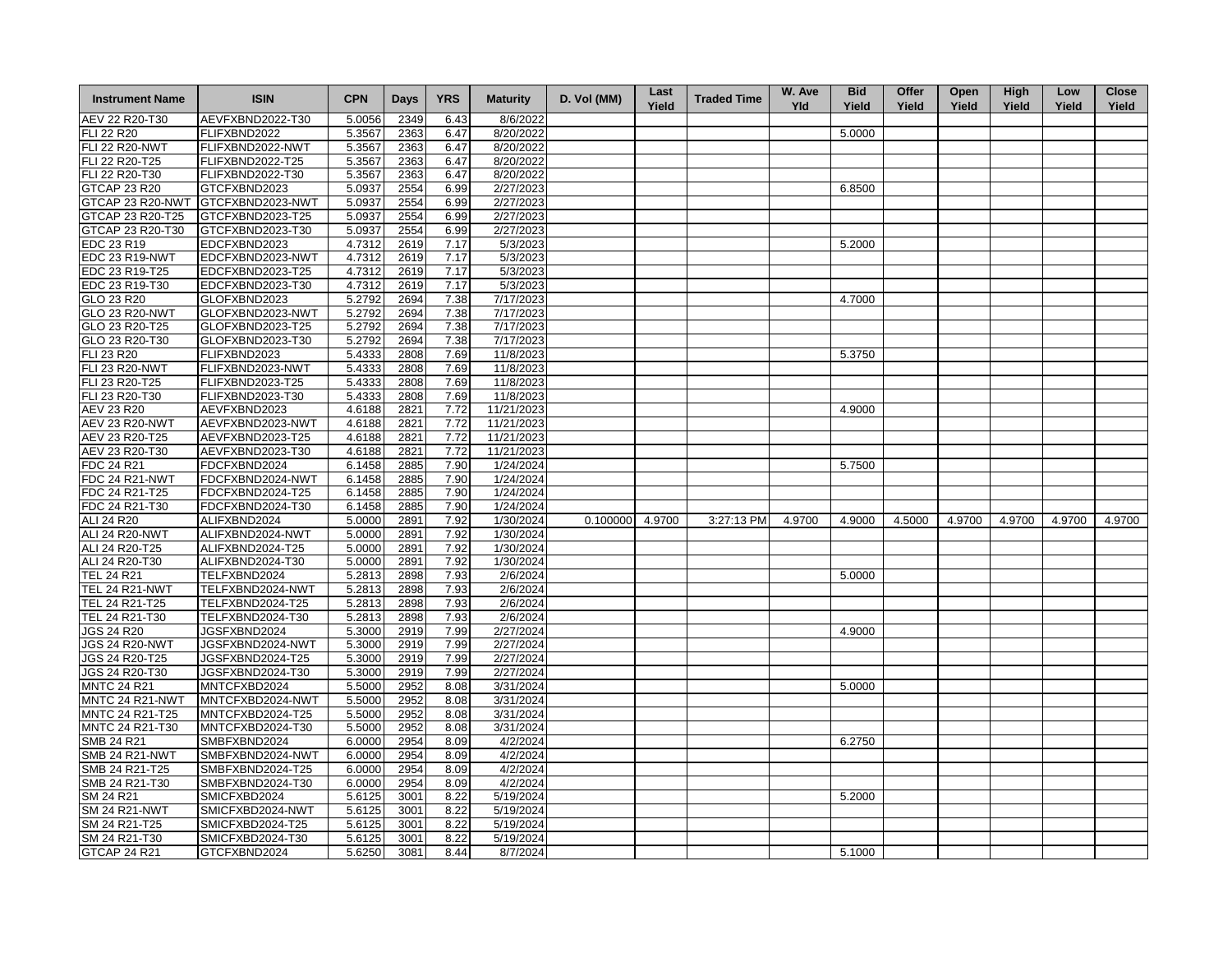| Instrument Name | ISIN | CPN | Days | YRS | Maturity | D. Vol (MM) | Last Yield | Traded Time | W. Ave Yld | Bid Yield | Offer Yield | Open Yield | High Yield | Low Yield | Close Yield |
|---|---|---|---|---|---|---|---|---|---|---|---|---|---|---|---|
| AEV 22 R20-T30 | AEVFXBND2022-T30 | 5.0056 | 2349 | 6.43 | 8/6/2022 | | | | | | | | | | |
| FLI 22 R20 | FLIFXBND2022 | 5.3567 | 2363 | 6.47 | 8/20/2022 | | | | | 5.0000 | | | | | |
| FLI 22 R20-NWT | FLIFXBND2022-NWT | 5.3567 | 2363 | 6.47 | 8/20/2022 | | | | | | | | | | |
| FLI 22 R20-T25 | FLIFXBND2022-T25 | 5.3567 | 2363 | 6.47 | 8/20/2022 | | | | | | | | | | |
| FLI 22 R20-T30 | FLIFXBND2022-T30 | 5.3567 | 2363 | 6.47 | 8/20/2022 | | | | | | | | | | |
| GTCAP 23 R20 | GTCFXBND2023 | 5.0937 | 2554 | 6.99 | 2/27/2023 | | | | | 6.8500 | | | | | |
| GTCAP 23 R20-NWT | GTCFXBND2023-NWT | 5.0937 | 2554 | 6.99 | 2/27/2023 | | | | | | | | | | |
| GTCAP 23 R20-T25 | GTCFXBND2023-T25 | 5.0937 | 2554 | 6.99 | 2/27/2023 | | | | | | | | | | |
| GTCAP 23 R20-T30 | GTCFXBND2023-T30 | 5.0937 | 2554 | 6.99 | 2/27/2023 | | | | | | | | | | |
| EDC 23 R19 | EDCFXBND2023 | 4.7312 | 2619 | 7.17 | 5/3/2023 | | | | | 5.2000 | | | | | |
| EDC 23 R19-NWT | EDCFXBND2023-NWT | 4.7312 | 2619 | 7.17 | 5/3/2023 | | | | | | | | | | |
| EDC 23 R19-T25 | EDCFXBND2023-T25 | 4.7312 | 2619 | 7.17 | 5/3/2023 | | | | | | | | | | |
| EDC 23 R19-T30 | EDCFXBND2023-T30 | 4.7312 | 2619 | 7.17 | 5/3/2023 | | | | | | | | | | |
| GLO 23 R20 | GLOFXBND2023 | 5.2792 | 2694 | 7.38 | 7/17/2023 | | | | | 4.7000 | | | | | |
| GLO 23 R20-NWT | GLOFXBND2023-NWT | 5.2792 | 2694 | 7.38 | 7/17/2023 | | | | | | | | | | |
| GLO 23 R20-T25 | GLOFXBND2023-T25 | 5.2792 | 2694 | 7.38 | 7/17/2023 | | | | | | | | | | |
| GLO 23 R20-T30 | GLOFXBND2023-T30 | 5.2792 | 2694 | 7.38 | 7/17/2023 | | | | | | | | | | |
| FLI 23 R20 | FLIFXBND2023 | 5.4333 | 2808 | 7.69 | 11/8/2023 | | | | | 5.3750 | | | | | |
| FLI 23 R20-NWT | FLIFXBND2023-NWT | 5.4333 | 2808 | 7.69 | 11/8/2023 | | | | | | | | | | |
| FLI 23 R20-T25 | FLIFXBND2023-T25 | 5.4333 | 2808 | 7.69 | 11/8/2023 | | | | | | | | | | |
| FLI 23 R20-T30 | FLIFXBND2023-T30 | 5.4333 | 2808 | 7.69 | 11/8/2023 | | | | | | | | | | |
| AEV 23 R20 | AEVFXBND2023 | 4.6188 | 2821 | 7.72 | 11/21/2023 | | | | | 4.9000 | | | | | |
| AEV 23 R20-NWT | AEVFXBND2023-NWT | 4.6188 | 2821 | 7.72 | 11/21/2023 | | | | | | | | | | |
| AEV 23 R20-T25 | AEVFXBND2023-T25 | 4.6188 | 2821 | 7.72 | 11/21/2023 | | | | | | | | | | |
| AEV 23 R20-T30 | AEVFXBND2023-T30 | 4.6188 | 2821 | 7.72 | 11/21/2023 | | | | | | | | | | |
| FDC 24 R21 | FDCFXBND2024 | 6.1458 | 2885 | 7.90 | 1/24/2024 | | | | | 5.7500 | | | | | |
| FDC 24 R21-NWT | FDCFXBND2024-NWT | 6.1458 | 2885 | 7.90 | 1/24/2024 | | | | | | | | | | |
| FDC 24 R21-T25 | FDCFXBND2024-T25 | 6.1458 | 2885 | 7.90 | 1/24/2024 | | | | | | | | | | |
| FDC 24 R21-T30 | FDCFXBND2024-T30 | 6.1458 | 2885 | 7.90 | 1/24/2024 | | | | | | | | | | |
| ALI 24 R20 | ALIFXBND2024 | 5.0000 | 2891 | 7.92 | 1/30/2024 | 0.100000 | 4.9700 | 3:27:13 PM | 4.9700 | 4.9000 | 4.5000 | 4.9700 | 4.9700 | 4.9700 | 4.9700 |
| ALI 24 R20-NWT | ALIFXBND2024-NWT | 5.0000 | 2891 | 7.92 | 1/30/2024 | | | | | | | | | | |
| ALI 24 R20-T25 | ALIFXBND2024-T25 | 5.0000 | 2891 | 7.92 | 1/30/2024 | | | | | | | | | | |
| ALI 24 R20-T30 | ALIFXBND2024-T30 | 5.0000 | 2891 | 7.92 | 1/30/2024 | | | | | | | | | | |
| TEL 24 R21 | TELFXBND2024 | 5.2813 | 2898 | 7.93 | 2/6/2024 | | | | | 5.0000 | | | | | |
| TEL 24 R21-NWT | TELFXBND2024-NWT | 5.2813 | 2898 | 7.93 | 2/6/2024 | | | | | | | | | | |
| TEL 24 R21-T25 | TELFXBND2024-T25 | 5.2813 | 2898 | 7.93 | 2/6/2024 | | | | | | | | | | |
| TEL 24 R21-T30 | TELFXBND2024-T30 | 5.2813 | 2898 | 7.93 | 2/6/2024 | | | | | | | | | | |
| JGS 24 R20 | JGSFXBND2024 | 5.3000 | 2919 | 7.99 | 2/27/2024 | | | | | 4.9000 | | | | | |
| JGS 24 R20-NWT | JGSFXBND2024-NWT | 5.3000 | 2919 | 7.99 | 2/27/2024 | | | | | | | | | | |
| JGS 24 R20-T25 | JGSFXBND2024-T25 | 5.3000 | 2919 | 7.99 | 2/27/2024 | | | | | | | | | | |
| JGS 24 R20-T30 | JGSFXBND2024-T30 | 5.3000 | 2919 | 7.99 | 2/27/2024 | | | | | | | | | | |
| MNTC 24 R21 | MNTCFXBD2024 | 5.5000 | 2952 | 8.08 | 3/31/2024 | | | | | 5.0000 | | | | | |
| MNTC 24 R21-NWT | MNTCFXBD2024-NWT | 5.5000 | 2952 | 8.08 | 3/31/2024 | | | | | | | | | | |
| MNTC 24 R21-T25 | MNTCFXBD2024-T25 | 5.5000 | 2952 | 8.08 | 3/31/2024 | | | | | | | | | | |
| MNTC 24 R21-T30 | MNTCFXBD2024-T30 | 5.5000 | 2952 | 8.08 | 3/31/2024 | | | | | | | | | | |
| SMB 24 R21 | SMBFXBND2024 | 6.0000 | 2954 | 8.09 | 4/2/2024 | | | | | 6.2750 | | | | | |
| SMB 24 R21-NWT | SMBFXBND2024-NWT | 6.0000 | 2954 | 8.09 | 4/2/2024 | | | | | | | | | | |
| SMB 24 R21-T25 | SMBFXBND2024-T25 | 6.0000 | 2954 | 8.09 | 4/2/2024 | | | | | | | | | | |
| SMB 24 R21-T30 | SMBFXBND2024-T30 | 6.0000 | 2954 | 8.09 | 4/2/2024 | | | | | | | | | | |
| SM 24 R21 | SMICFXBD2024 | 5.6125 | 3001 | 8.22 | 5/19/2024 | | | | | 5.2000 | | | | | |
| SM 24 R21-NWT | SMICFXBD2024-NWT | 5.6125 | 3001 | 8.22 | 5/19/2024 | | | | | | | | | | |
| SM 24 R21-T25 | SMICFXBD2024-T25 | 5.6125 | 3001 | 8.22 | 5/19/2024 | | | | | | | | | | |
| SM 24 R21-T30 | SMICFXBD2024-T30 | 5.6125 | 3001 | 8.22 | 5/19/2024 | | | | | | | | | | |
| GTCAP 24 R21 | GTCFXBND2024 | 5.6250 | 3081 | 8.44 | 8/7/2024 | | | | | 5.1000 | | | | | |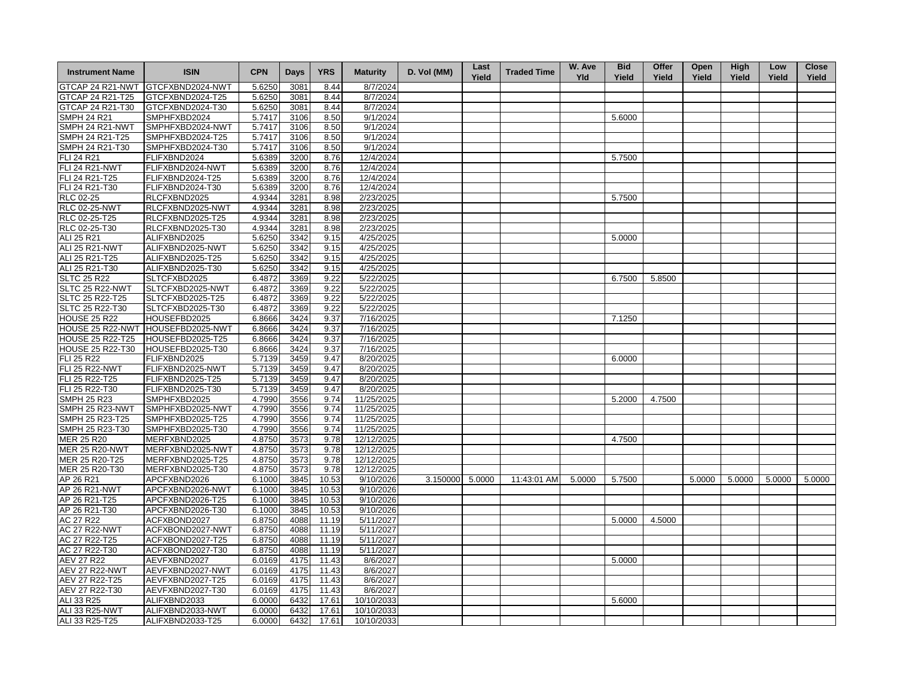| Instrument Name | ISIN | CPN | Days | YRS | Maturity | D. Vol (MM) | Last Yield | Traded Time | W. Ave Yld | Bid Yield | Offer Yield | Open Yield | High Yield | Low Yield | Close Yield |
|---|---|---|---|---|---|---|---|---|---|---|---|---|---|---|---|
| GTCAP 24 R21-NWT | GTCFXBND2024-NWT | 5.6250 | 3081 | 8.44 | 8/7/2024 | | | | | | | | | | |
| GTCAP 24 R21-T25 | GTCFXBND2024-T25 | 5.6250 | 3081 | 8.44 | 8/7/2024 | | | | | | | | | | |
| GTCAP 24 R21-T30 | GTCFXBND2024-T30 | 5.6250 | 3081 | 8.44 | 8/7/2024 | | | | | | | | | | |
| SMPH 24 R21 | SMPHFXBD2024 | 5.7417 | 3106 | 8.50 | 9/1/2024 | | | | | 5.6000 | | | | | |
| SMPH 24 R21-NWT | SMPHFXBD2024-NWT | 5.7417 | 3106 | 8.50 | 9/1/2024 | | | | | | | | | | |
| SMPH 24 R21-T25 | SMPHFXBD2024-T25 | 5.7417 | 3106 | 8.50 | 9/1/2024 | | | | | | | | | | |
| SMPH 24 R21-T30 | SMPHFXBD2024-T30 | 5.7417 | 3106 | 8.50 | 9/1/2024 | | | | | | | | | | |
| FLI 24 R21 | FLIFXBND2024 | 5.6389 | 3200 | 8.76 | 12/4/2024 | | | | | 5.7500 | | | | | |
| FLI 24 R21-NWT | FLIFXBND2024-NWT | 5.6389 | 3200 | 8.76 | 12/4/2024 | | | | | | | | | | |
| FLI 24 R21-T25 | FLIFXBND2024-T25 | 5.6389 | 3200 | 8.76 | 12/4/2024 | | | | | | | | | | |
| FLI 24 R21-T30 | FLIFXBND2024-T30 | 5.6389 | 3200 | 8.76 | 12/4/2024 | | | | | | | | | | |
| RLC 02-25 | RLCFXBND2025 | 4.9344 | 3281 | 8.98 | 2/23/2025 | | | | | 5.7500 | | | | | |
| RLC 02-25-NWT | RLCFXBND2025-NWT | 4.9344 | 3281 | 8.98 | 2/23/2025 | | | | | | | | | | |
| RLC 02-25-T25 | RLCFXBND2025-T25 | 4.9344 | 3281 | 8.98 | 2/23/2025 | | | | | | | | | | |
| RLC 02-25-T30 | RLCFXBND2025-T30 | 4.9344 | 3281 | 8.98 | 2/23/2025 | | | | | | | | | | |
| ALI 25 R21 | ALIFXBND2025 | 5.6250 | 3342 | 9.15 | 4/25/2025 | | | | | 5.0000 | | | | | |
| ALI 25 R21-NWT | ALIFXBND2025-NWT | 5.6250 | 3342 | 9.15 | 4/25/2025 | | | | | | | | | | |
| ALI 25 R21-T25 | ALIFXBND2025-T25 | 5.6250 | 3342 | 9.15 | 4/25/2025 | | | | | | | | | | |
| ALI 25 R21-T30 | ALIFXBND2025-T30 | 5.6250 | 3342 | 9.15 | 4/25/2025 | | | | | | | | | | |
| SLTC 25 R22 | SLTCFXBD2025 | 6.4872 | 3369 | 9.22 | 5/22/2025 | | | | | 6.7500 | 5.8500 | | | | |
| SLTC 25 R22-NWT | SLTCFXBD2025-NWT | 6.4872 | 3369 | 9.22 | 5/22/2025 | | | | | | | | | | |
| SLTC 25 R22-T25 | SLTCFXBD2025-T25 | 6.4872 | 3369 | 9.22 | 5/22/2025 | | | | | | | | | | |
| SLTC 25 R22-T30 | SLTCFXBD2025-T30 | 6.4872 | 3369 | 9.22 | 5/22/2025 | | | | | | | | | | |
| HOUSE 25 R22 | HOUSEFBD2025 | 6.8666 | 3424 | 9.37 | 7/16/2025 | | | | | 7.1250 | | | | | |
| HOUSE 25 R22-NWT | HOUSEFBD2025-NWT | 6.8666 | 3424 | 9.37 | 7/16/2025 | | | | | | | | | | |
| HOUSE 25 R22-T25 | HOUSEFBD2025-T25 | 6.8666 | 3424 | 9.37 | 7/16/2025 | | | | | | | | | | |
| HOUSE 25 R22-T30 | HOUSEFBD2025-T30 | 6.8666 | 3424 | 9.37 | 7/16/2025 | | | | | | | | | | |
| FLI 25 R22 | FLIFXBND2025 | 5.7139 | 3459 | 9.47 | 8/20/2025 | | | | | 6.0000 | | | | | |
| FLI 25 R22-NWT | FLIFXBND2025-NWT | 5.7139 | 3459 | 9.47 | 8/20/2025 | | | | | | | | | | |
| FLI 25 R22-T25 | FLIFXBND2025-T25 | 5.7139 | 3459 | 9.47 | 8/20/2025 | | | | | | | | | | |
| FLI 25 R22-T30 | FLIFXBND2025-T30 | 5.7139 | 3459 | 9.47 | 8/20/2025 | | | | | | | | | | |
| SMPH 25 R23 | SMPHFXBD2025 | 4.7990 | 3556 | 9.74 | 11/25/2025 | | | | | 5.2000 | 4.7500 | | | | |
| SMPH 25 R23-NWT | SMPHFXBD2025-NWT | 4.7990 | 3556 | 9.74 | 11/25/2025 | | | | | | | | | | |
| SMPH 25 R23-T25 | SMPHFXBD2025-T25 | 4.7990 | 3556 | 9.74 | 11/25/2025 | | | | | | | | | | |
| SMPH 25 R23-T30 | SMPHFXBD2025-T30 | 4.7990 | 3556 | 9.74 | 11/25/2025 | | | | | | | | | | |
| MER 25 R20 | MERFXBND2025 | 4.8750 | 3573 | 9.78 | 12/12/2025 | | | | | 4.7500 | | | | | |
| MER 25 R20-NWT | MERFXBND2025-NWT | 4.8750 | 3573 | 9.78 | 12/12/2025 | | | | | | | | | | |
| MER 25 R20-T25 | MERFXBND2025-T25 | 4.8750 | 3573 | 9.78 | 12/12/2025 | | | | | | | | | | |
| MER 25 R20-T30 | MERFXBND2025-T30 | 4.8750 | 3573 | 9.78 | 12/12/2025 | | | | | | | | | | |
| AP 26 R21 | APCFXBND2026 | 6.1000 | 3845 | 10.53 | 9/10/2026 | 3.150000 | 5.0000 | 11:43:01 AM | 5.0000 | 5.7500 | | 5.0000 | 5.0000 | 5.0000 | 5.0000 |
| AP 26 R21-NWT | APCFXBND2026-NWT | 6.1000 | 3845 | 10.53 | 9/10/2026 | | | | | | | | | | |
| AP 26 R21-T25 | APCFXBND2026-T25 | 6.1000 | 3845 | 10.53 | 9/10/2026 | | | | | | | | | | |
| AP 26 R21-T30 | APCFXBND2026-T30 | 6.1000 | 3845 | 10.53 | 9/10/2026 | | | | | | | | | | |
| AC 27 R22 | ACFXBOND2027 | 6.8750 | 4088 | 11.19 | 5/11/2027 | | | | | 5.0000 | 4.5000 | | | | |
| AC 27 R22-NWT | ACFXBOND2027-NWT | 6.8750 | 4088 | 11.19 | 5/11/2027 | | | | | | | | | | |
| AC 27 R22-T25 | ACFXBOND2027-T25 | 6.8750 | 4088 | 11.19 | 5/11/2027 | | | | | | | | | | |
| AC 27 R22-T30 | ACFXBOND2027-T30 | 6.8750 | 4088 | 11.19 | 5/11/2027 | | | | | | | | | | |
| AEV 27 R22 | AEVFXBND2027 | 6.0169 | 4175 | 11.43 | 8/6/2027 | | | | | 5.0000 | | | | | |
| AEV 27 R22-NWT | AEVFXBND2027-NWT | 6.0169 | 4175 | 11.43 | 8/6/2027 | | | | | | | | | | |
| AEV 27 R22-T25 | AEVFXBND2027-T25 | 6.0169 | 4175 | 11.43 | 8/6/2027 | | | | | | | | | | |
| AEV 27 R22-T30 | AEVFXBND2027-T30 | 6.0169 | 4175 | 11.43 | 8/6/2027 | | | | | | | | | | |
| ALI 33 R25 | ALIFXBND2033 | 6.0000 | 6432 | 17.61 | 10/10/2033 | | | | | 5.6000 | | | | | |
| ALI 33 R25-NWT | ALIFXBND2033-NWT | 6.0000 | 6432 | 17.61 | 10/10/2033 | | | | | | | | | | |
| ALI 33 R25-T25 | ALIFXBND2033-T25 | 6.0000 | 6432 | 17.61 | 10/10/2033 | | | | | | | | | | |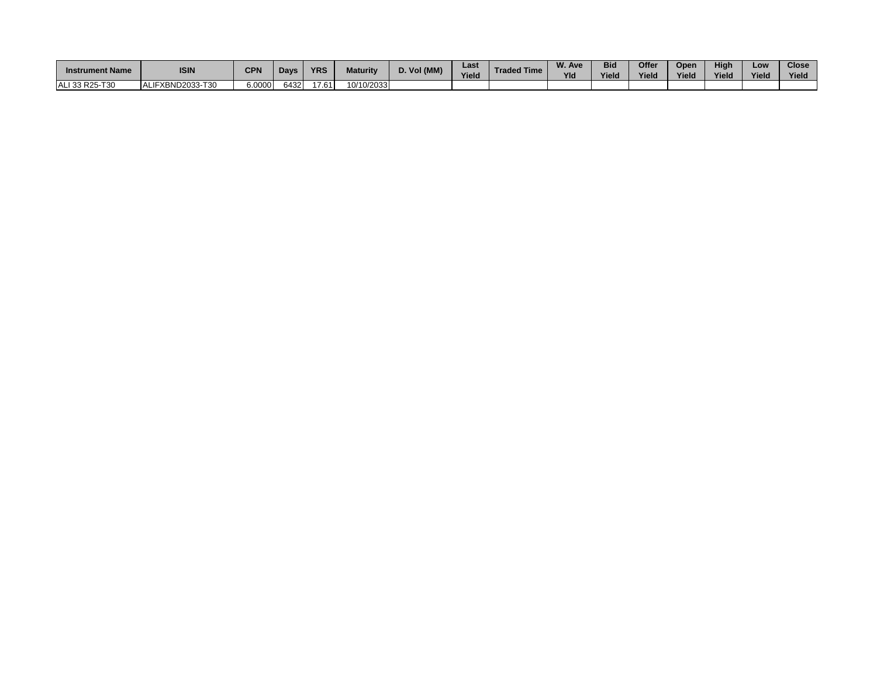| Instrument Name | ISIN | CPN | Days | YRS | Maturity | D. Vol (MM) | Last Yield | Traded Time | W. Ave Yld | Bid Yield | Offer Yield | Open Yield | High Yield | Low Yield | Close Yield |
|---|---|---|---|---|---|---|---|---|---|---|---|---|---|---|---|
| ALI 33 R25-T30 | ALIFXBND2033-T30 | 6.0000 | 6432 | 17.61 | 10/10/2033 | | | | | | | | | | |